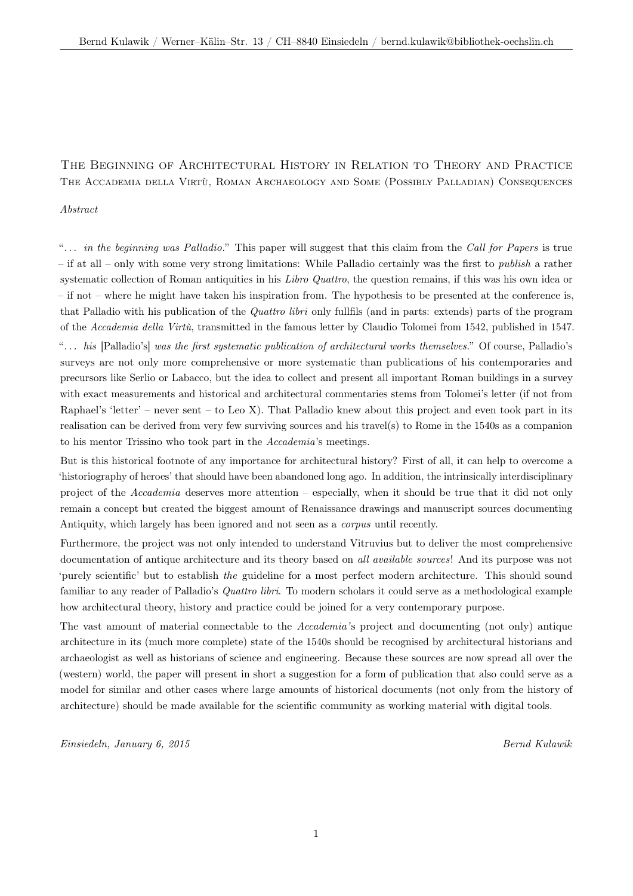Bernd Kulawik / Werner–Kälin–Str. 13 / CH–8840 Einsiedeln / bernd.kulawik@bibliothek-oechslin.ch

# The Beginning of Architectural History in Relation to Theory and Practice

## The Accademia della Virtù, Roman Archaeology and Some (Possibly Palladian) Consequences

*Abstract*

"*. . . in the beginning was Palladio*." This paper will suggest that this claim from the *Call for Papers* is true – if at all – only with some very strong limitations: While Palladio certainly was the first to *publish* a rather systematic collection of Roman antiquities in his *Libro Quattro*, the question remains, if this was his own idea or – if not – where he might have taken his inspiration from. The hypothesis to be presented at the conference is, that Palladio with his publication of the *Quattro libri* only fullfils (and in parts: extends) parts of the program of the *Accademia della Virtù*, transmitted in the famous letter by Claudio Tolomei from 1542, published in 1547.

"*. . . his* [Palladio's] *was the first systematic publication of architectural works themselves*." Of course, Palladio's surveys are not only more comprehensive or more systematic than publications of his contemporaries and precursors like Serlio or Labacco, but the idea to collect and present all important Roman buildings in a survey with exact measurements and historical and architectural commentaries stems from Tolomei's letter (if not from Raphael's 'letter' – never sent – to Leo X). That Palladio knew about this project and even took part in its realisation can be derived from very few surviving sources and his travel(s) to Rome in the 1540s as a companion to his mentor Trissino who took part in the *Accademia*'s meetings.

But is this historical footnote of any importance for architectural history? First of all, it can help to overcome a 'historiography of heroes' that should have been abandoned long ago. In addition, the intrinsically interdisciplinary project of the *Accademia* deserves more attention – especially, when it should be true that it did not only remain a concept but created the biggest amount of Renaissance drawings and manuscript sources documenting Antiquity, which largely has been ignored and not seen as a *corpus* until recently.

Furthermore, the project was not only intended to understand Vitruvius but to deliver the most comprehensive documentation of antique architecture and its theory based on *all available sources*! And its purpose was not 'purely scientific' but to establish *the* guideline for a most perfect modern architecture. This should sound familiar to any reader of Palladio's *Quattro libri*. To modern scholars it could serve as a methodological example how architectural theory, history and practice could be joined for a very contemporary purpose.

The vast amount of material connectable to the *Accademia*'s project and documenting (not only) antique architecture in its (much more complete) state of the 1540s should be recognised by architectural historians and archaeologist as well as historians of science and engineering. Because these sources are now spread all over the (western) world, the paper will present in short a suggestion for a form of publication that also could serve as a model for similar and other cases where large amounts of historical documents (not only from the history of architecture) should be made available for the scientific community as working material with digital tools.

*Einsiedeln, January 6, 2015* *Bernd Kulawik*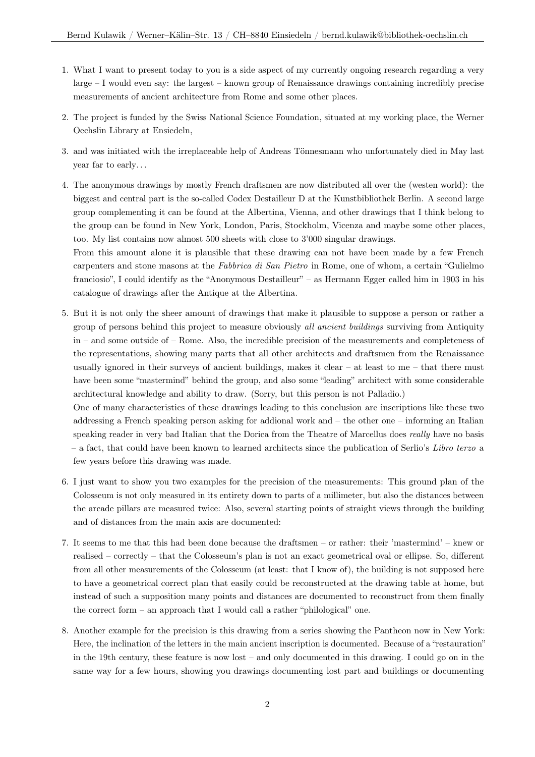1. What I want to present today to you is a side aspect of my currently ongoing research regarding a very large – I would even say: the largest – known group of Renaissance drawings containing incredibly precise measurements of ancient architecture from Rome and some other places.

2. The project is funded by the Swiss National Science Foundation, situated at my working place, the Werner Oechslin Library at Ensiedeln,

3. and was initiated with the irreplaceable help of Andreas Tönnesmann who unfortunately died in May last year far to early...

4. The anonymous drawings by mostly French draftsmen are now distributed all over the (westen world): the biggest and central part is the so-called Codex Destailleur D at the Kunstbibliothek Berlin. A second large group complementing it can be found at the Albertina, Vienna, and other drawings that I think belong to the group can be found in New York, London, Paris, Stockholm, Vicenza and maybe some other places, too. My list contains now almost 500 sheets with close to 3'000 singular drawings.
   From this amount alone it is plausible that these drawing can not have been made by a few French carpenters and stone masons at the *Fabbrica di San Pietro* in Rome, one of whom, a certain "Gulielmo franciosio", I could identify as the "Anonymous Destailleur" – as Hermann Egger called him in 1903 in his catalogue of drawings after the Antique at the Albertina.

5. But it is not only the sheer amount of drawings that make it plausible to suppose a person or rather a group of persons behind this project to measure obviously *all ancient buildings* surviving from Antiquity in – and some outside of – Rome. Also, the incredible precision of the measurements and completeness of the representations, showing many parts that all other architects and draftsmen from the Renaissance usually ignored in their surveys of ancient buildings, makes it clear – at least to me – that there must have been some "mastermind" behind the group, and also some "leading" architect with some considerable architectural knowledge and ability to draw. (Sorry, but this person is not Palladio.)
   One of many characteristics of these drawings leading to this conclusion are inscriptions like these two addressing a French speaking person asking for addional work and – the other one – informing an Italian speaking reader in very bad Italian that the Dorica from the Theatre of Marcellus does *really* have no basis – a fact, that could have been known to learned architects since the publication of Serlio's *Libro terzo* a few years before this drawing was made.

6. I just want to show you two examples for the precision of the measurements: This ground plan of the Colosseum is not only measured in its entirety down to parts of a millimeter, but also the distances between the arcade pillars are measured twice: Also, several starting points of straight views through the building and of distances from the main axis are documented:

7. It seems to me that this had been done because the draftsmen – or rather: their 'mastermind' – knew or realised – correctly – that the Colosseum's plan is not an exact geometrical oval or ellipse. So, different from all other measurements of the Colosseum (at least: that I know of), the building is not supposed here to have a geometrical correct plan that easily could be reconstructed at the drawing table at home, but instead of such a supposition many points and distances are documented to reconstruct from them finally the correct form – an approach that I would call a rather "philological" one.

8. Another example for the precision is this drawing from a series showing the Pantheon now in New York: Here, the inclination of the letters in the main ancient inscription is documented. Because of a "restauration" in the 19th century, these feature is now lost – and only documented in this drawing. I could go on in the same way for a few hours, showing you drawings documenting lost part and buildings or documenting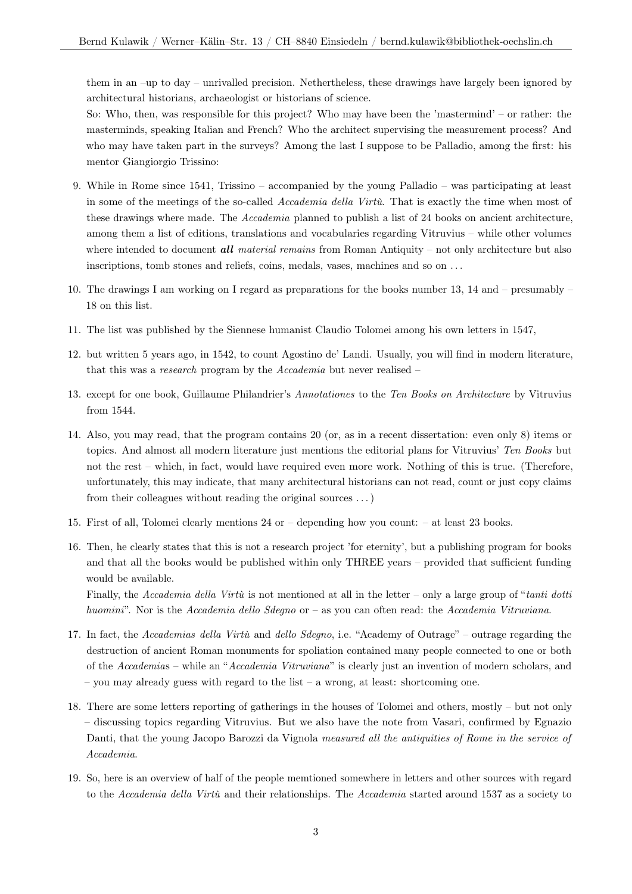them in an –up to day – unrivalled precision. Nethertheless, these drawings have largely been ignored by architectural historians, archaeologist or historians of science.

So: Who, then, was responsible for this project? Who may have been the 'mastermind' – or rather: the masterminds, speaking Italian and French? Who the architect supervising the measurement process? And who may have taken part in the surveys? Among the last I suppose to be Palladio, among the first: his mentor Giangiorgio Trissino:

9. While in Rome since 1541, Trissino – accompanied by the young Palladio – was participating at least in some of the meetings of the so-called *Accademia della Virtù*. That is exactly the time when most of these drawings where made. The *Accademia* planned to publish a list of 24 books on ancient architecture, among them a list of editions, translations and vocabularies regarding Vitruvius – while other volumes where intended to document ***all** material remains* from Roman Antiquity – not only architecture but also inscriptions, tomb stones and reliefs, coins, medals, vases, machines and so on . . .
10. The drawings I am working on I regard as preparations for the books number 13, 14 and – presumably – 18 on this list.
11. The list was published by the Siennese humanist Claudio Tolomei among his own letters in 1547,
12. but written 5 years ago, in 1542, to count Agostino de' Landi. Usually, you will find in modern literature, that this was a *research* program by the *Accademia* but never realised –
13. except for one book, Guillaume Philandrier's *Annotationes* to the *Ten Books on Architecture* by Vitruvius from 1544.
14. Also, you may read, that the program contains 20 (or, as in a recent dissertation: even only 8) items or topics. And almost all modern literature just mentions the editorial plans for Vitruvius' *Ten Books* but not the rest – which, in fact, would have required even more work. Nothing of this is true. (Therefore, unfortunately, this may indicate, that many architectural historians can not read, count or just copy claims from their colleagues without reading the original sources . . . )
15. First of all, Tolomei clearly mentions 24 or – depending how you count: – at least 23 books.
16. Then, he clearly states that this is not a research project 'for eternity', but a publishing program for books and that all the books would be published within only THREE years – provided that sufficient funding would be available.

    Finally, the *Accademia della Virtù* is not mentioned at all in the letter – only a large group of "*tanti dotti huomini*". Nor is the *Accademia dello Sdegno* or – as you can often read: the *Accademia Vitruviana*.
17. In fact, the *Accademias della Virtù* and *dello Sdegno*, i.e. "Academy of Outrage" – outrage regarding the destruction of ancient Roman monuments for spoliation contained many people connected to one or both of the *Accademias* – while an "*Accademia Vitruviana*" is clearly just an invention of modern scholars, and – you may already guess with regard to the list – a wrong, at least: shortcoming one.
18. There are some letters reporting of gatherings in the houses of Tolomei and others, mostly – but not only – discussing topics regarding Vitruvius. But we also have the note from Vasari, confirmed by Egnazio Danti, that the young Jacopo Barozzi da Vignola *measured all the antiquities of Rome in the service of Accademia*.
19. So, here is an overview of half of the people memtioned somewhere in letters and other sources with regard to the *Accademia della Virtù* and their relationships. The *Accademia* started around 1537 as a society to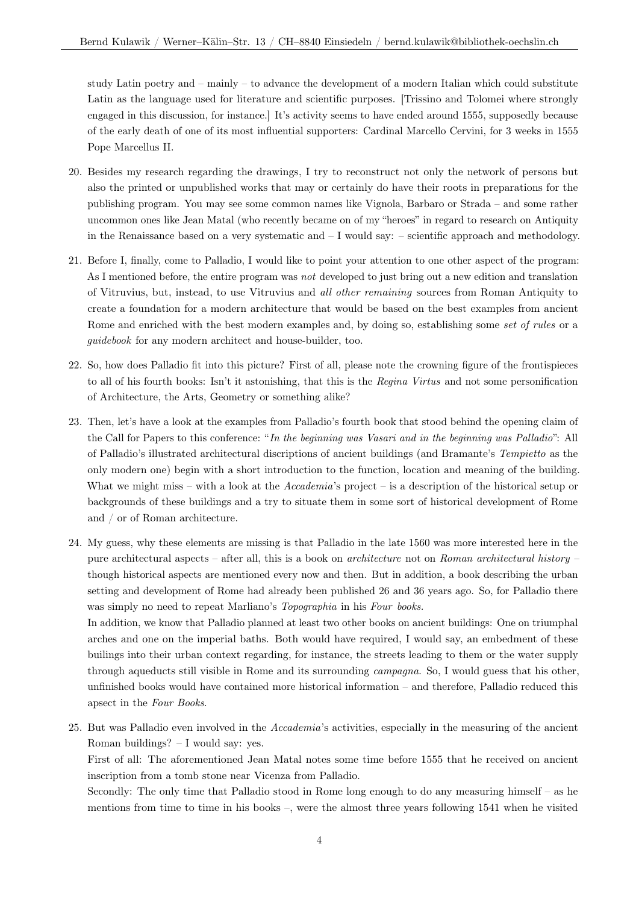study Latin poetry and – mainly – to advance the development of a modern Italian which could substitute Latin as the language used for literature and scientific purposes. [Trissino and Tolomei where strongly engaged in this discussion, for instance.] It's activity seems to have ended around 1555, supposedly because of the early death of one of its most influential supporters: Cardinal Marcello Cervini, for 3 weeks in 1555 Pope Marcellus II.

20. Besides my research regarding the drawings, I try to reconstruct not only the network of persons but also the printed or unpublished works that may or certainly do have their roots in preparations for the publishing program. You may see some common names like Vignola, Barbaro or Strada – and some rather uncommon ones like Jean Matal (who recently became on of my "heroes" in regard to research on Antiquity in the Renaissance based on a very systematic and – I would say: – scientific approach and methodology.

21. Before I, finally, come to Palladio, I would like to point your attention to one other aspect of the program: As I mentioned before, the entire program was *not* developed to just bring out a new edition and translation of Vitruvius, but, instead, to use Vitruvius and *all other remaining* sources from Roman Antiquity to create a foundation for a modern architecture that would be based on the best examples from ancient Rome and enriched with the best modern examples and, by doing so, establishing some *set of rules* or a *guidebook* for any modern architect and house-builder, too.

22. So, how does Palladio fit into this picture? First of all, please note the crowning figure of the frontispieces to all of his fourth books: Isn't it astonishing, that this is the *Regina Virtus* and not some personification of Architecture, the Arts, Geometry or something alike?

23. Then, let's have a look at the examples from Palladio's fourth book that stood behind the opening claim of the Call for Papers to this conference: "*In the beginning was Vasari and in the beginning was Palladio*": All of Palladio's illustrated architectural discriptions of ancient buildings (and Bramante's *Tempietto* as the only modern one) begin with a short introduction to the function, location and meaning of the building. What we might miss – with a look at the *Accademia*'s project – is a description of the historical setup or backgrounds of these buildings and a try to situate them in some sort of historical development of Rome and / or of Roman architecture.

24. My guess, why these elements are missing is that Palladio in the late 1560 was more interested here in the pure architectural aspects – after all, this is a book on *architecture* not on *Roman architectural history* – though historical aspects are mentioned every now and then. But in addition, a book describing the urban setting and development of Rome had already been published 26 and 36 years ago. So, for Palladio there was simply no need to repeat Marliano's *Topographia* in his *Four books*.
In addition, we know that Palladio planned at least two other books on ancient buildings: One on triumphal arches and one on the imperial baths. Both would have required, I would say, an embedment of these builings into their urban context regarding, for instance, the streets leading to them or the water supply through aqueducts still visible in Rome and its surrounding *campagna*. So, I would guess that his other, unfinished books would have contained more historical information – and therefore, Palladio reduced this apsect in the *Four Books*.

25. But was Palladio even involved in the *Accademia*'s activities, especially in the measuring of the ancient Roman buildings? – I would say: yes.
First of all: The aforementioned Jean Matal notes some time before 1555 that he received on ancient inscription from a tomb stone near Vicenza from Palladio.
Secondly: The only time that Palladio stood in Rome long enough to do any measuring himself – as he mentions from time to time in his books –, were the almost three years following 1541 when he visited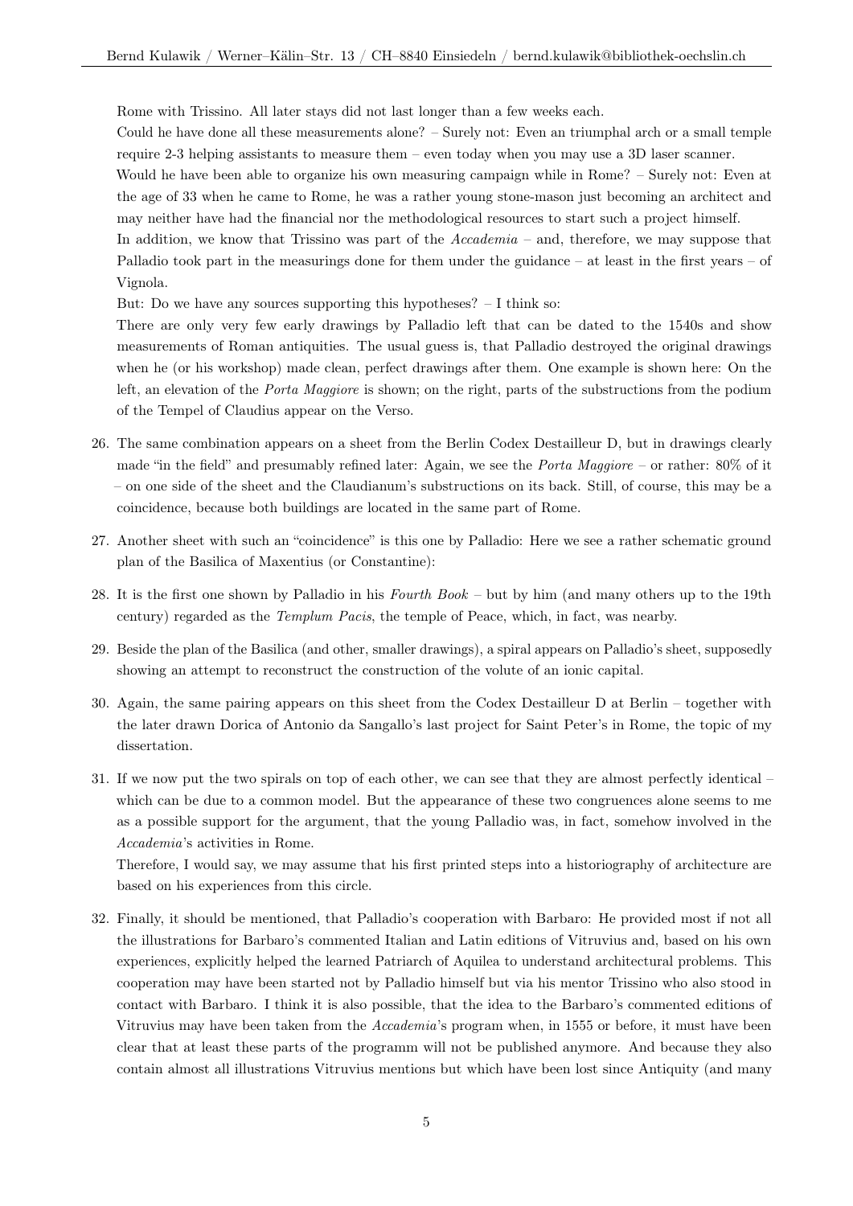Rome with Trissino. All later stays did not last longer than a few weeks each.

Could he have done all these measurements alone? – Surely not: Even an triumphal arch or a small temple require 2-3 helping assistants to measure them – even today when you may use a 3D laser scanner.

Would he have been able to organize his own measuring campaign while in Rome? – Surely not: Even at the age of 33 when he came to Rome, he was a rather young stone-mason just becoming an architect and may neither have had the financial nor the methodological resources to start such a project himself.

In addition, we know that Trissino was part of the *Accademia* – and, therefore, we may suppose that Palladio took part in the measurings done for them under the guidance – at least in the first years – of Vignola.

But: Do we have any sources supporting this hypotheses? – I think so:

There are only very few early drawings by Palladio left that can be dated to the 1540s and show measurements of Roman antiquities. The usual guess is, that Palladio destroyed the original drawings when he (or his workshop) made clean, perfect drawings after them. One example is shown here: On the left, an elevation of the *Porta Maggiore* is shown; on the right, parts of the substructions from the podium of the Tempel of Claudius appear on the Verso.

26. The same combination appears on a sheet from the Berlin Codex Destailleur D, but in drawings clearly made "in the field" and presumably refined later: Again, we see the *Porta Maggiore* – or rather: 80% of it – on one side of the sheet and the Claudianum's substructions on its back. Still, of course, this may be a coincidence, because both buildings are located in the same part of Rome.

27. Another sheet with such an "coincidence" is this one by Palladio: Here we see a rather schematic ground plan of the Basilica of Maxentius (or Constantine):

28. It is the first one shown by Palladio in his *Fourth Book* – but by him (and many others up to the 19th century) regarded as the *Templum Pacis*, the temple of Peace, which, in fact, was nearby.

29. Beside the plan of the Basilica (and other, smaller drawings), a spiral appears on Palladio's sheet, supposedly showing an attempt to reconstruct the construction of the volute of an ionic capital.

30. Again, the same pairing appears on this sheet from the Codex Destailleur D at Berlin – together with the later drawn Dorica of Antonio da Sangallo's last project for Saint Peter's in Rome, the topic of my dissertation.

31. If we now put the two spirals on top of each other, we can see that they are almost perfectly identical – which can be due to a common model. But the appearance of these two congruences alone seems to me as a possible support for the argument, that the young Palladio was, in fact, somehow involved in the *Accademia*'s activities in Rome.

    Therefore, I would say, we may assume that his first printed steps into a historiography of architecture are based on his experiences from this circle.

32. Finally, it should be mentioned, that Palladio's cooperation with Barbaro: He provided most if not all the illustrations for Barbaro's commented Italian and Latin editions of Vitruvius and, based on his own experiences, explicitly helped the learned Patriarch of Aquilea to understand architectural problems. This cooperation may have been started not by Palladio himself but via his mentor Trissino who also stood in contact with Barbaro. I think it is also possible, that the idea to the Barbaro's commented editions of Vitruvius may have been taken from the *Accademia*'s program when, in 1555 or before, it must have been clear that at least these parts of the programm will not be published anymore. And because they also contain almost all illustrations Vitruvius mentions but which have been lost since Antiquity (and many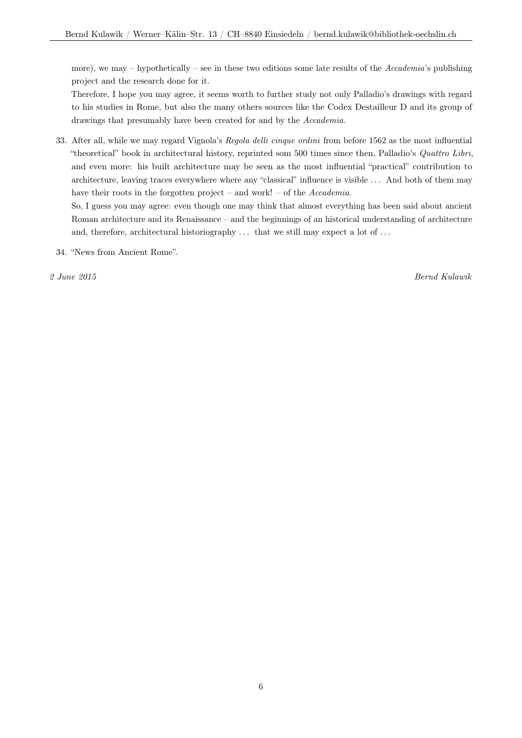more), we may – hypothetically – see in these two editions some late results of the *Accademia*'s publishing project and the research done for it.

Therefore, I hope you may agree, it seems worth to further study not only Palladio's drawings with regard to his studies in Rome, but also the many others sources like the Codex Destailleur D and its group of drawings that presumably have been created for and by the *Accademia*.

33. After all, while we may regard Vignola's *Regola delli cinque ordini* from before 1562 as the most influential "theoretical" book in architectural history, reprinted som 500 times since then, Palladio's *Quattro Libri*, and even more: his built architecture may be seen as the most influential "practical" contribution to architecture, leaving traces everywhere where any "classical" influence is visible . . . And both of them may have their roots in the forgotten project – and work! – of the *Accademia*.

    So, I guess you may agree: even though one may think that almost everything has been said about ancient Roman architecture and its Renaissance – and the beginnings of an historical understanding of architecture and, therefore, architectural historiography . . . that we still may expect a lot of . . .

34. "News from Ancient Rome".

*2 June 2015* *Bernd Kulawik*